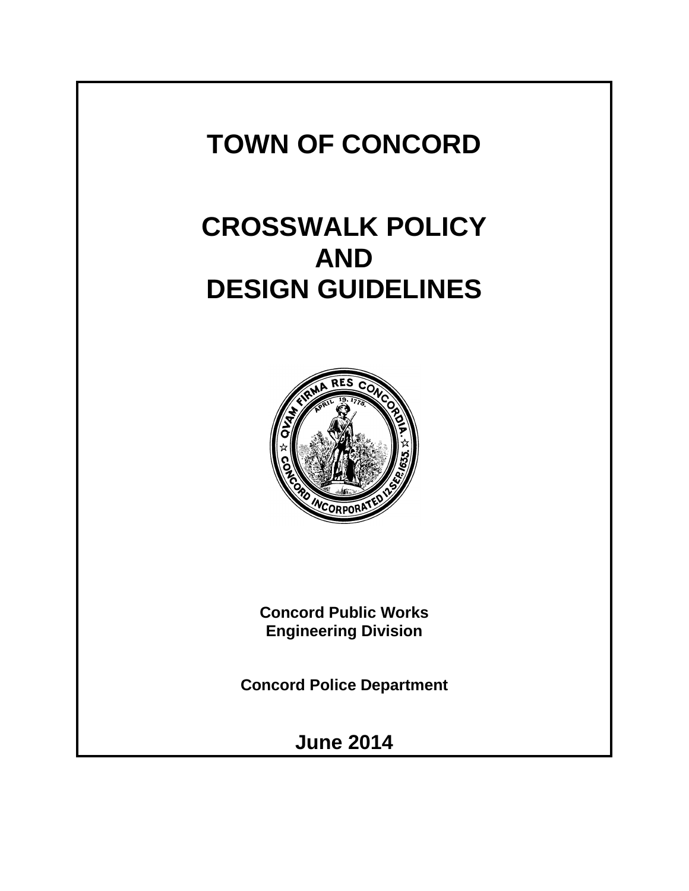# TOWN OF CONCORD

# CROSSWALK POLICY
# AND
# DESIGN GUIDELINES

**Concord Public Works**
**Engineering Division**

**Concord Police Department**

**June 2014**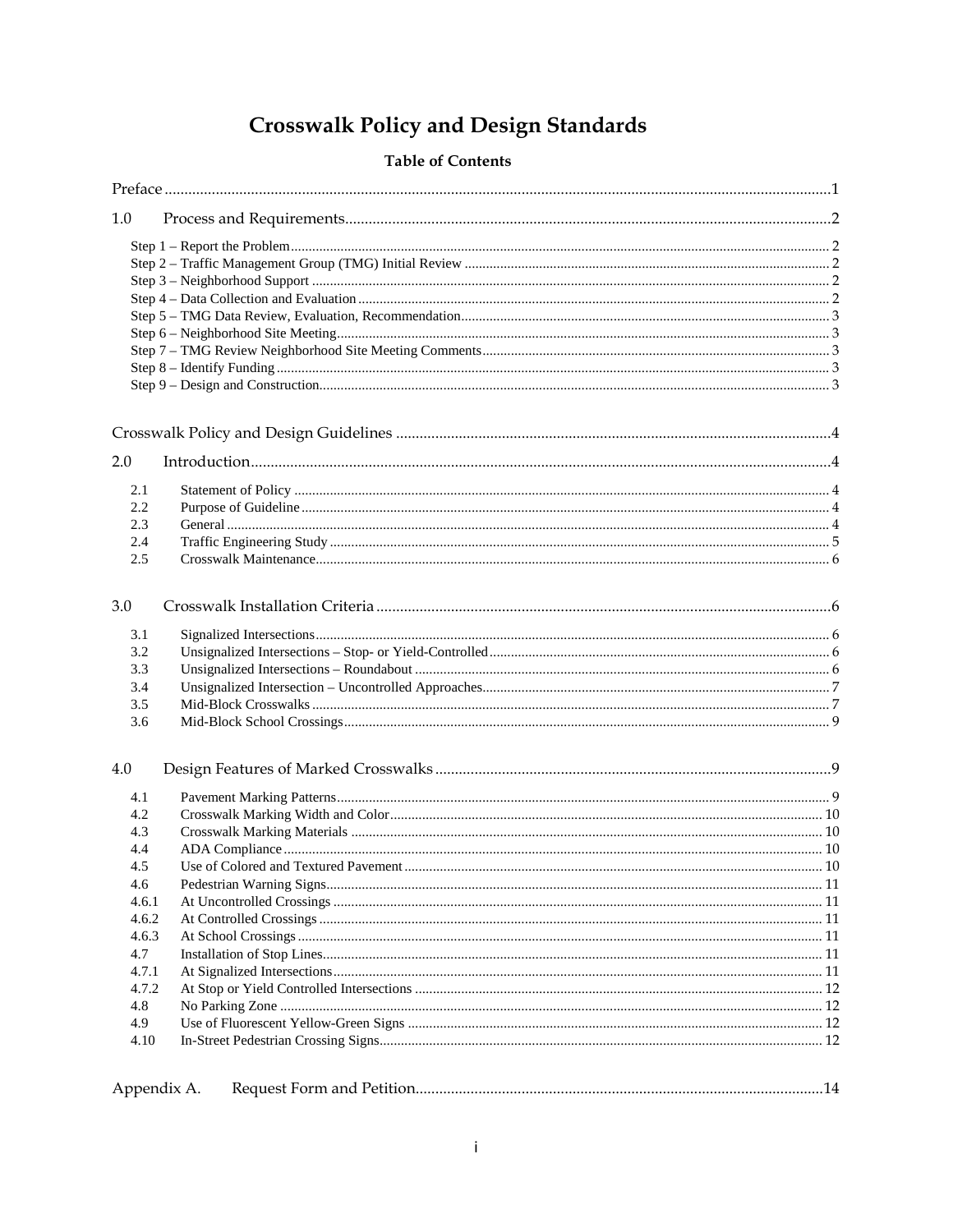# Crosswalk Policy and Design Standards

## Table of Contents

| | | |
|---|---|---|
| Preface | | 1 |
| 1.0 | Process and Requirements | 2 |
| | Step 1 – Report the Problem | 2 |
| | Step 2 – Traffic Management Group (TMG) Initial Review | 2 |
| | Step 3 – Neighborhood Support | 2 |
| | Step 4 – Data Collection and Evaluation | 2 |
| | Step 5 – TMG Data Review, Evaluation, Recommendation | 3 |
| | Step 6 – Neighborhood Site Meeting | 3 |
| | Step 7 – TMG Review Neighborhood Site Meeting Comments | 3 |
| | Step 8 – Identify Funding | 3 |
| | Step 9 – Design and Construction | 3 |
| Crosswalk Policy and Design Guidelines | | 4 |
| 2.0 | Introduction | 4 |
| 2.1 | Statement of Policy | 4 |
| 2.2 | Purpose of Guideline | 4 |
| 2.3 | General | 4 |
| 2.4 | Traffic Engineering Study | 5 |
| 2.5 | Crosswalk Maintenance | 6 |
| 3.0 | Crosswalk Installation Criteria | 6 |
| 3.1 | Signalized Intersections | 6 |
| 3.2 | Unsignalized Intersections – Stop- or Yield-Controlled | 6 |
| 3.3 | Unsignalized Intersections – Roundabout | 6 |
| 3.4 | Unsignalized Intersection – Uncontrolled Approaches | 7 |
| 3.5 | Mid-Block Crosswalks | 7 |
| 3.6 | Mid-Block School Crossings | 9 |
| 4.0 | Design Features of Marked Crosswalks | 9 |
| 4.1 | Pavement Marking Patterns | 9 |
| 4.2 | Crosswalk Marking Width and Color | 10 |
| 4.3 | Crosswalk Marking Materials | 10 |
| 4.4 | ADA Compliance | 10 |
| 4.5 | Use of Colored and Textured Pavement | 10 |
| 4.6 | Pedestrian Warning Signs | 11 |
| 4.6.1 | At Uncontrolled Crossings | 11 |
| 4.6.2 | At Controlled Crossings | 11 |
| 4.6.3 | At School Crossings | 11 |
| 4.7 | Installation of Stop Lines | 11 |
| 4.7.1 | At Signalized Intersections | 11 |
| 4.7.2 | At Stop or Yield Controlled Intersections | 12 |
| 4.8 | No Parking Zone | 12 |
| 4.9 | Use of Fluorescent Yellow-Green Signs | 12 |
| 4.10 | In-Street Pedestrian Crossing Signs | 12 |
| Appendix A. | Request Form and Petition | 14 |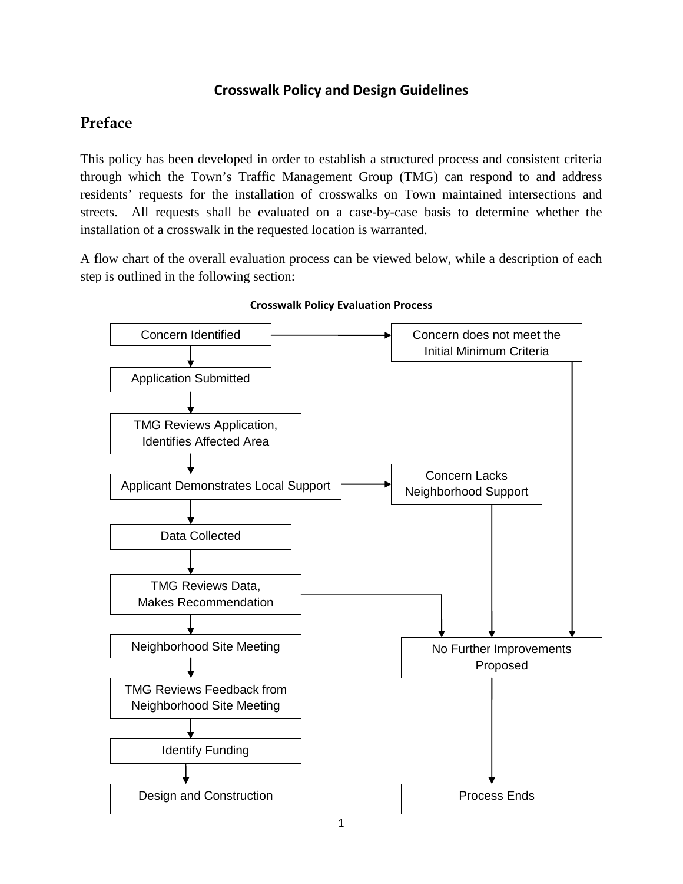## Crosswalk Policy and Design Guidelines

# Preface

This policy has been developed in order to establish a structured process and consistent criteria through which the Town's Traffic Management Group (TMG) can respond to and address residents' requests for the installation of crosswalks on Town maintained intersections and streets. All requests shall be evaluated on a case-by-case basis to determine whether the installation of a crosswalk in the requested location is warranted.

A flow chart of the overall evaluation process can be viewed below, while a description of each step is outlined in the following section:

**Crosswalk Policy Evaluation Process**

Concern Identified → Concern does not meet the Initial Minimum Criteria

Application Submitted

TMG Reviews Application, Identifies Affected Area

Applicant Demonstrates Local Support → Concern Lacks Neighborhood Support

Data Collected

TMG Reviews Data, Makes Recommendation → No Further Improvements Proposed

Neighborhood Site Meeting

TMG Reviews Feedback from Neighborhood Site Meeting

Identify Funding

Design and Construction

No Further Improvements Proposed → Process Ends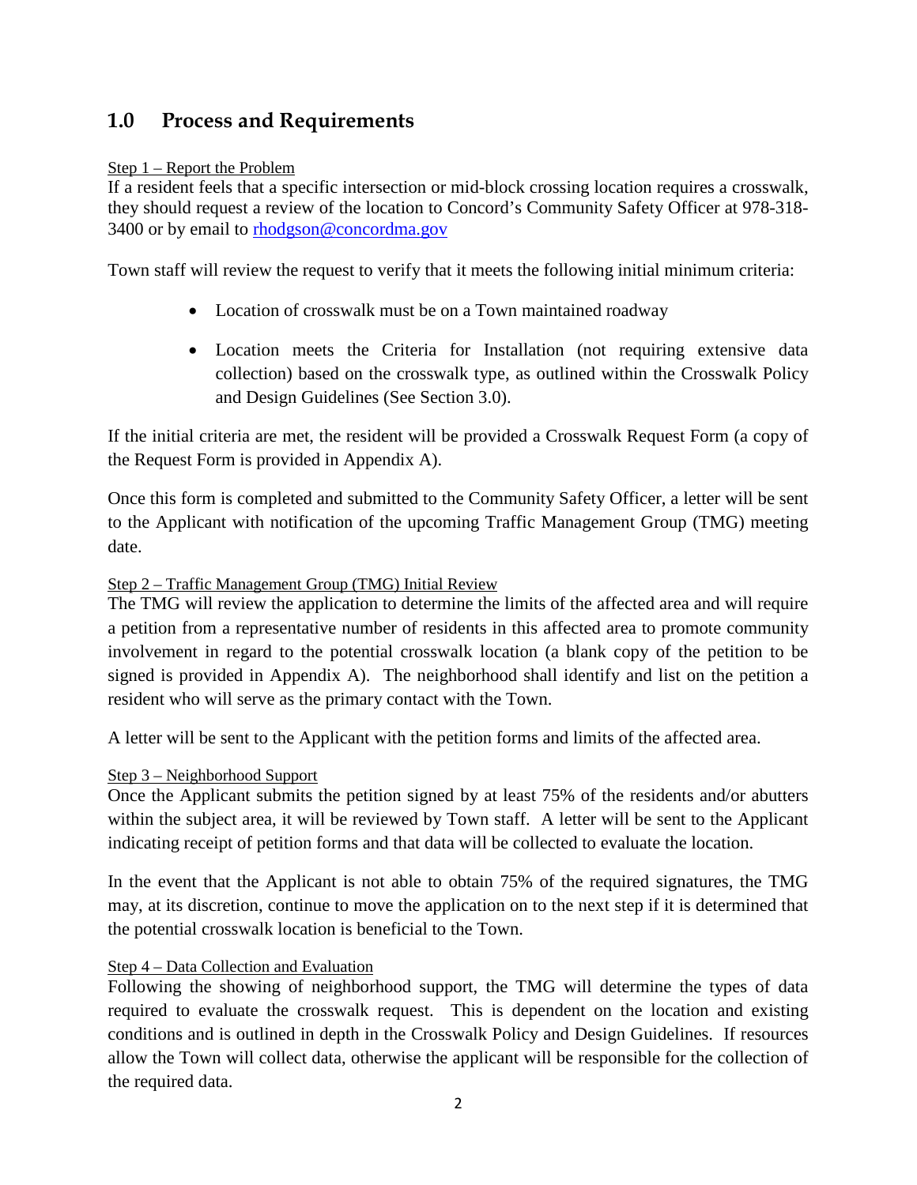## 1.0 Process and Requirements

Step 1 – Report the Problem

If a resident feels that a specific intersection or mid-block crossing location requires a crosswalk, they should request a review of the location to Concord's Community Safety Officer at 978-318-3400 or by email to [rhodgson@concordma.gov](mailto:rhodgson@concordma.gov)

Town staff will review the request to verify that it meets the following initial minimum criteria:

- Location of crosswalk must be on a Town maintained roadway
- Location meets the Criteria for Installation (not requiring extensive data collection) based on the crosswalk type, as outlined within the Crosswalk Policy and Design Guidelines (See Section 3.0).

If the initial criteria are met, the resident will be provided a Crosswalk Request Form (a copy of the Request Form is provided in Appendix A).

Once this form is completed and submitted to the Community Safety Officer, a letter will be sent to the Applicant with notification of the upcoming Traffic Management Group (TMG) meeting date.

Step 2 – Traffic Management Group (TMG) Initial Review

The TMG will review the application to determine the limits of the affected area and will require a petition from a representative number of residents in this affected area to promote community involvement in regard to the potential crosswalk location (a blank copy of the petition to be signed is provided in Appendix A). The neighborhood shall identify and list on the petition a resident who will serve as the primary contact with the Town.

A letter will be sent to the Applicant with the petition forms and limits of the affected area.

Step 3 – Neighborhood Support

Once the Applicant submits the petition signed by at least 75% of the residents and/or abutters within the subject area, it will be reviewed by Town staff. A letter will be sent to the Applicant indicating receipt of petition forms and that data will be collected to evaluate the location.

In the event that the Applicant is not able to obtain 75% of the required signatures, the TMG may, at its discretion, continue to move the application on to the next step if it is determined that the potential crosswalk location is beneficial to the Town.

Step 4 – Data Collection and Evaluation

Following the showing of neighborhood support, the TMG will determine the types of data required to evaluate the crosswalk request. This is dependent on the location and existing conditions and is outlined in depth in the Crosswalk Policy and Design Guidelines. If resources allow the Town will collect data, otherwise the applicant will be responsible for the collection of the required data.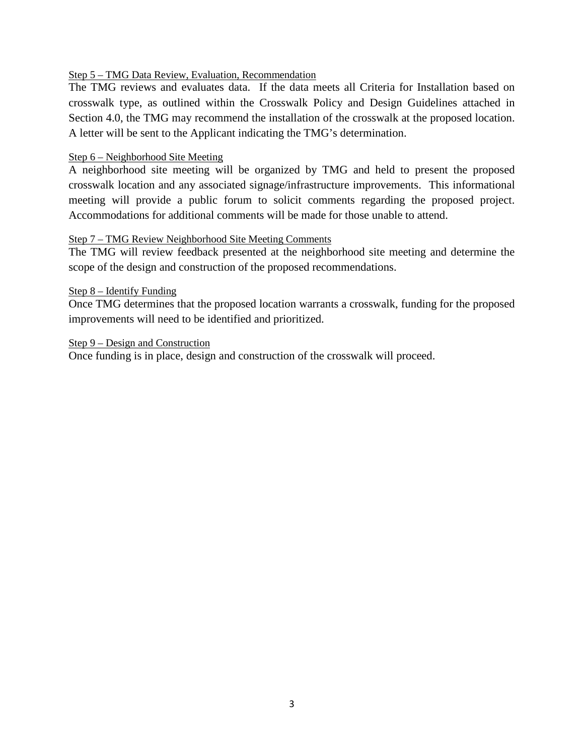Step 5 – TMG Data Review, Evaluation, Recommendation

The TMG reviews and evaluates data. If the data meets all Criteria for Installation based on crosswalk type, as outlined within the Crosswalk Policy and Design Guidelines attached in Section 4.0, the TMG may recommend the installation of the crosswalk at the proposed location. A letter will be sent to the Applicant indicating the TMG's determination.

Step 6 – Neighborhood Site Meeting

A neighborhood site meeting will be organized by TMG and held to present the proposed crosswalk location and any associated signage/infrastructure improvements. This informational meeting will provide a public forum to solicit comments regarding the proposed project. Accommodations for additional comments will be made for those unable to attend.

Step 7 – TMG Review Neighborhood Site Meeting Comments

The TMG will review feedback presented at the neighborhood site meeting and determine the scope of the design and construction of the proposed recommendations.

Step 8 – Identify Funding

Once TMG determines that the proposed location warrants a crosswalk, funding for the proposed improvements will need to be identified and prioritized.

Step 9 – Design and Construction

Once funding is in place, design and construction of the crosswalk will proceed.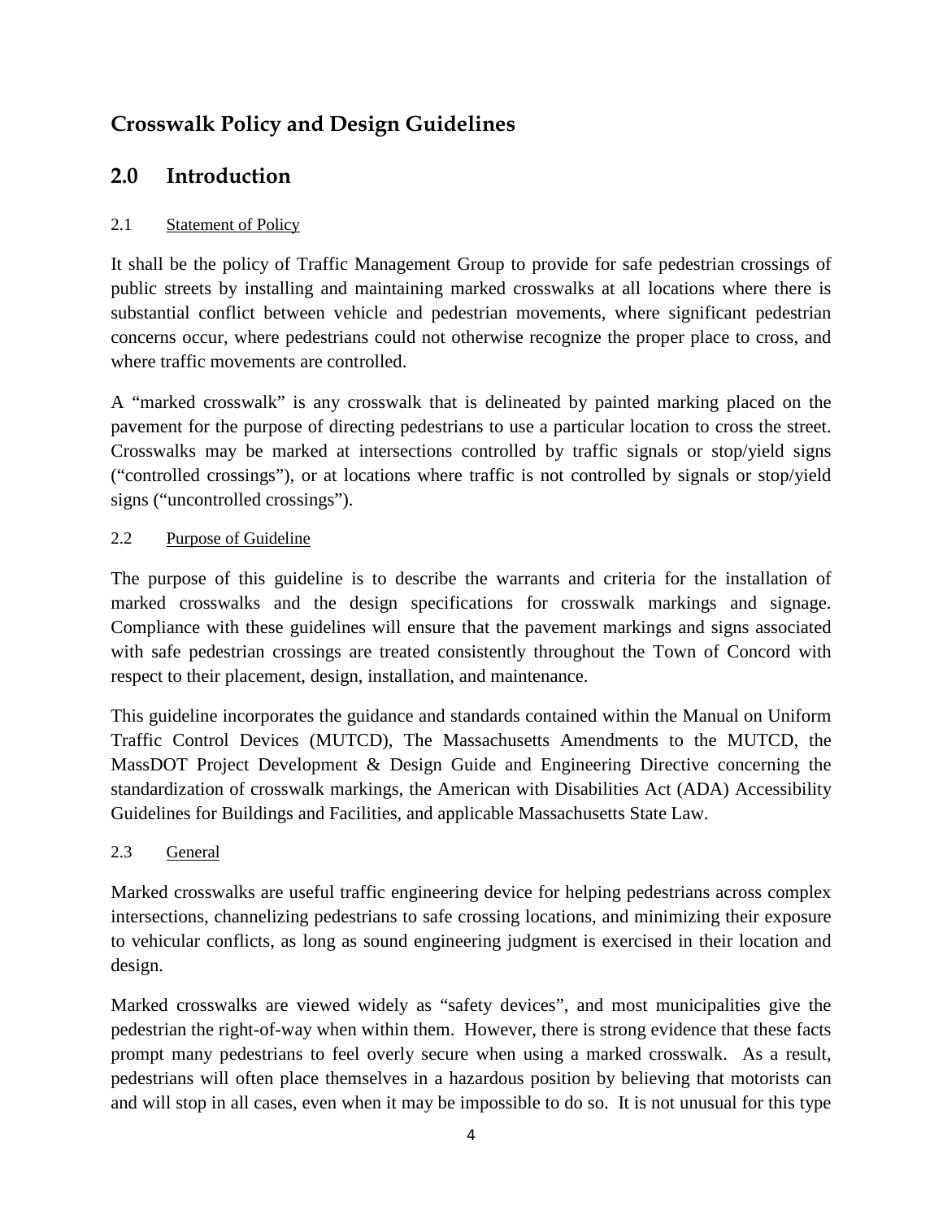# Crosswalk Policy and Design Guidelines

## 2.0 Introduction

### 2.1 Statement of Policy

It shall be the policy of Traffic Management Group to provide for safe pedestrian crossings of public streets by installing and maintaining marked crosswalks at all locations where there is substantial conflict between vehicle and pedestrian movements, where significant pedestrian concerns occur, where pedestrians could not otherwise recognize the proper place to cross, and where traffic movements are controlled.

A "marked crosswalk" is any crosswalk that is delineated by painted marking placed on the pavement for the purpose of directing pedestrians to use a particular location to cross the street. Crosswalks may be marked at intersections controlled by traffic signals or stop/yield signs ("controlled crossings"), or at locations where traffic is not controlled by signals or stop/yield signs ("uncontrolled crossings").

### 2.2 Purpose of Guideline

The purpose of this guideline is to describe the warrants and criteria for the installation of marked crosswalks and the design specifications for crosswalk markings and signage. Compliance with these guidelines will ensure that the pavement markings and signs associated with safe pedestrian crossings are treated consistently throughout the Town of Concord with respect to their placement, design, installation, and maintenance.

This guideline incorporates the guidance and standards contained within the Manual on Uniform Traffic Control Devices (MUTCD), The Massachusetts Amendments to the MUTCD, the MassDOT Project Development & Design Guide and Engineering Directive concerning the standardization of crosswalk markings, the American with Disabilities Act (ADA) Accessibility Guidelines for Buildings and Facilities, and applicable Massachusetts State Law.

### 2.3 General

Marked crosswalks are useful traffic engineering device for helping pedestrians across complex intersections, channelizing pedestrians to safe crossing locations, and minimizing their exposure to vehicular conflicts, as long as sound engineering judgment is exercised in their location and design.

Marked crosswalks are viewed widely as "safety devices", and most municipalities give the pedestrian the right-of-way when within them. However, there is strong evidence that these facts prompt many pedestrians to feel overly secure when using a marked crosswalk. As a result, pedestrians will often place themselves in a hazardous position by believing that motorists can and will stop in all cases, even when it may be impossible to do so. It is not unusual for this type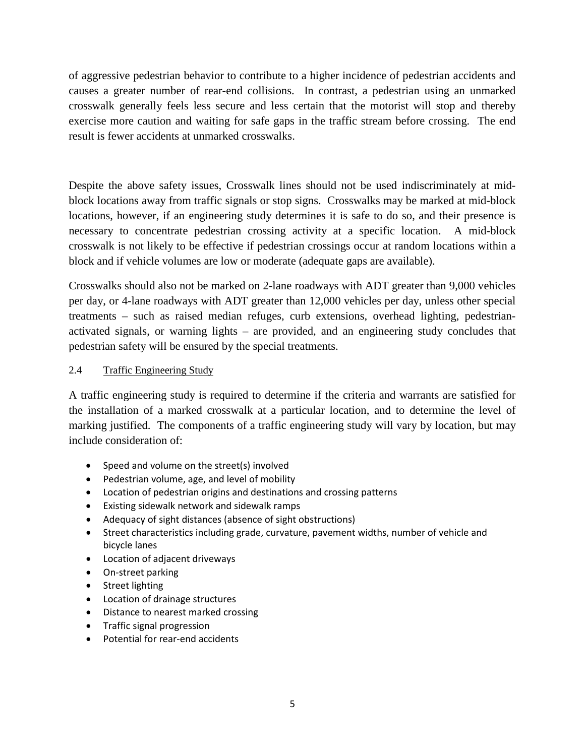of aggressive pedestrian behavior to contribute to a higher incidence of pedestrian accidents and causes a greater number of rear-end collisions. In contrast, a pedestrian using an unmarked crosswalk generally feels less secure and less certain that the motorist will stop and thereby exercise more caution and waiting for safe gaps in the traffic stream before crossing. The end result is fewer accidents at unmarked crosswalks.

Despite the above safety issues, Crosswalk lines should not be used indiscriminately at mid-block locations away from traffic signals or stop signs. Crosswalks may be marked at mid-block locations, however, if an engineering study determines it is safe to do so, and their presence is necessary to concentrate pedestrian crossing activity at a specific location. A mid-block crosswalk is not likely to be effective if pedestrian crossings occur at random locations within a block and if vehicle volumes are low or moderate (adequate gaps are available).

Crosswalks should also not be marked on 2-lane roadways with ADT greater than 9,000 vehicles per day, or 4-lane roadways with ADT greater than 12,000 vehicles per day, unless other special treatments – such as raised median refuges, curb extensions, overhead lighting, pedestrian-activated signals, or warning lights – are provided, and an engineering study concludes that pedestrian safety will be ensured by the special treatments.

### 2.4 Traffic Engineering Study

A traffic engineering study is required to determine if the criteria and warrants are satisfied for the installation of a marked crosswalk at a particular location, and to determine the level of marking justified. The components of a traffic engineering study will vary by location, but may include consideration of:

- Speed and volume on the street(s) involved
- Pedestrian volume, age, and level of mobility
- Location of pedestrian origins and destinations and crossing patterns
- Existing sidewalk network and sidewalk ramps
- Adequacy of sight distances (absence of sight obstructions)
- Street characteristics including grade, curvature, pavement widths, number of vehicle and bicycle lanes
- Location of adjacent driveways
- On-street parking
- Street lighting
- Location of drainage structures
- Distance to nearest marked crossing
- Traffic signal progression
- Potential for rear-end accidents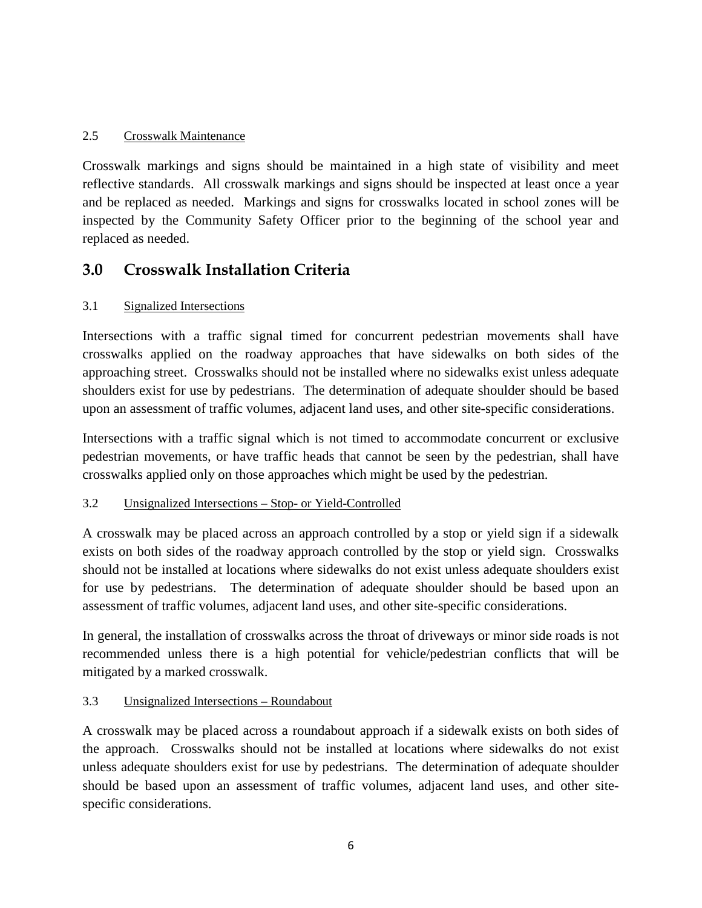### 2.5 Crosswalk Maintenance

Crosswalk markings and signs should be maintained in a high state of visibility and meet reflective standards. All crosswalk markings and signs should be inspected at least once a year and be replaced as needed. Markings and signs for crosswalks located in school zones will be inspected by the Community Safety Officer prior to the beginning of the school year and replaced as needed.

## 3.0 Crosswalk Installation Criteria

### 3.1 Signalized Intersections

Intersections with a traffic signal timed for concurrent pedestrian movements shall have crosswalks applied on the roadway approaches that have sidewalks on both sides of the approaching street. Crosswalks should not be installed where no sidewalks exist unless adequate shoulders exist for use by pedestrians. The determination of adequate shoulder should be based upon an assessment of traffic volumes, adjacent land uses, and other site-specific considerations.

Intersections with a traffic signal which is not timed to accommodate concurrent or exclusive pedestrian movements, or have traffic heads that cannot be seen by the pedestrian, shall have crosswalks applied only on those approaches which might be used by the pedestrian.

### 3.2 Unsignalized Intersections – Stop- or Yield-Controlled

A crosswalk may be placed across an approach controlled by a stop or yield sign if a sidewalk exists on both sides of the roadway approach controlled by the stop or yield sign. Crosswalks should not be installed at locations where sidewalks do not exist unless adequate shoulders exist for use by pedestrians. The determination of adequate shoulder should be based upon an assessment of traffic volumes, adjacent land uses, and other site-specific considerations.

In general, the installation of crosswalks across the throat of driveways or minor side roads is not recommended unless there is a high potential for vehicle/pedestrian conflicts that will be mitigated by a marked crosswalk.

### 3.3 Unsignalized Intersections – Roundabout

A crosswalk may be placed across a roundabout approach if a sidewalk exists on both sides of the approach. Crosswalks should not be installed at locations where sidewalks do not exist unless adequate shoulders exist for use by pedestrians. The determination of adequate shoulder should be based upon an assessment of traffic volumes, adjacent land uses, and other site-specific considerations.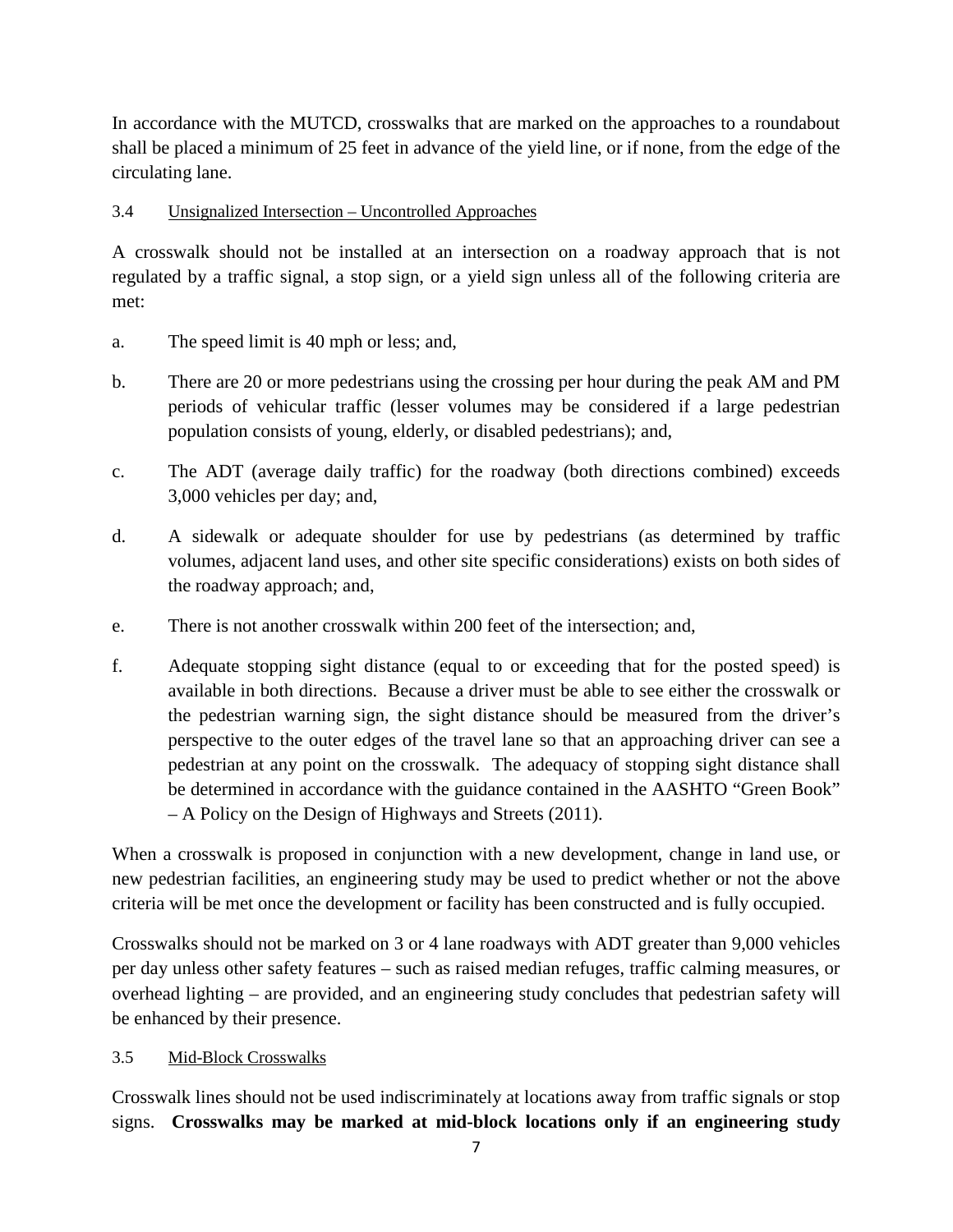In accordance with the MUTCD, crosswalks that are marked on the approaches to a roundabout shall be placed a minimum of 25 feet in advance of the yield line, or if none, from the edge of the circulating lane.

### 3.4 Unsignalized Intersection – Uncontrolled Approaches

A crosswalk should not be installed at an intersection on a roadway approach that is not regulated by a traffic signal, a stop sign, or a yield sign unless all of the following criteria are met:

a. The speed limit is 40 mph or less; and,

b. There are 20 or more pedestrians using the crossing per hour during the peak AM and PM periods of vehicular traffic (lesser volumes may be considered if a large pedestrian population consists of young, elderly, or disabled pedestrians); and,

c. The ADT (average daily traffic) for the roadway (both directions combined) exceeds 3,000 vehicles per day; and,

d. A sidewalk or adequate shoulder for use by pedestrians (as determined by traffic volumes, adjacent land uses, and other site specific considerations) exists on both sides of the roadway approach; and,

e. There is not another crosswalk within 200 feet of the intersection; and,

f. Adequate stopping sight distance (equal to or exceeding that for the posted speed) is available in both directions. Because a driver must be able to see either the crosswalk or the pedestrian warning sign, the sight distance should be measured from the driver's perspective to the outer edges of the travel lane so that an approaching driver can see a pedestrian at any point on the crosswalk. The adequacy of stopping sight distance shall be determined in accordance with the guidance contained in the AASHTO "Green Book" – A Policy on the Design of Highways and Streets (2011).

When a crosswalk is proposed in conjunction with a new development, change in land use, or new pedestrian facilities, an engineering study may be used to predict whether or not the above criteria will be met once the development or facility has been constructed and is fully occupied.

Crosswalks should not be marked on 3 or 4 lane roadways with ADT greater than 9,000 vehicles per day unless other safety features – such as raised median refuges, traffic calming measures, or overhead lighting – are provided, and an engineering study concludes that pedestrian safety will be enhanced by their presence.

### 3.5 Mid-Block Crosswalks

Crosswalk lines should not be used indiscriminately at locations away from traffic signals or stop signs. **Crosswalks may be marked at mid-block locations only if an engineering study**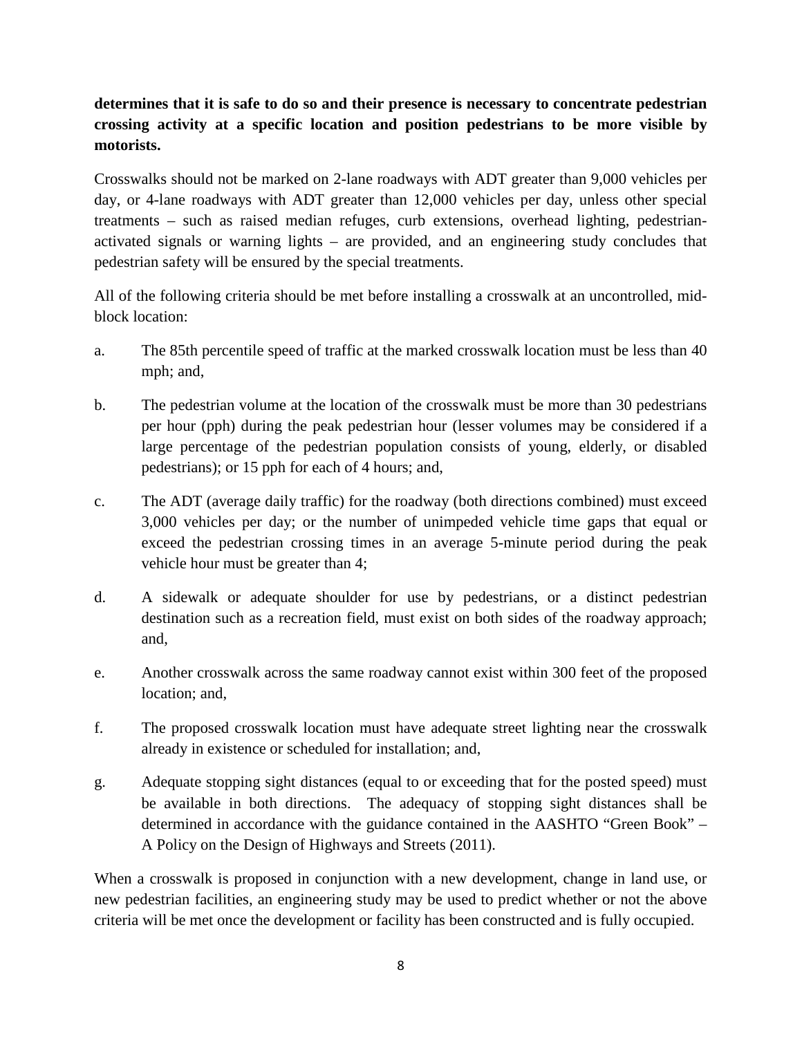**determines that it is safe to do so and their presence is necessary to concentrate pedestrian crossing activity at a specific location and position pedestrians to be more visible by motorists.**

Crosswalks should not be marked on 2-lane roadways with ADT greater than 9,000 vehicles per day, or 4-lane roadways with ADT greater than 12,000 vehicles per day, unless other special treatments – such as raised median refuges, curb extensions, overhead lighting, pedestrian-activated signals or warning lights – are provided, and an engineering study concludes that pedestrian safety will be ensured by the special treatments.

All of the following criteria should be met before installing a crosswalk at an uncontrolled, mid-block location:

a. The 85th percentile speed of traffic at the marked crosswalk location must be less than 40 mph; and,

b. The pedestrian volume at the location of the crosswalk must be more than 30 pedestrians per hour (pph) during the peak pedestrian hour (lesser volumes may be considered if a large percentage of the pedestrian population consists of young, elderly, or disabled pedestrians); or 15 pph for each of 4 hours; and,

c. The ADT (average daily traffic) for the roadway (both directions combined) must exceed 3,000 vehicles per day; or the number of unimpeded vehicle time gaps that equal or exceed the pedestrian crossing times in an average 5-minute period during the peak vehicle hour must be greater than 4;

d. A sidewalk or adequate shoulder for use by pedestrians, or a distinct pedestrian destination such as a recreation field, must exist on both sides of the roadway approach; and,

e. Another crosswalk across the same roadway cannot exist within 300 feet of the proposed location; and,

f. The proposed crosswalk location must have adequate street lighting near the crosswalk already in existence or scheduled for installation; and,

g. Adequate stopping sight distances (equal to or exceeding that for the posted speed) must be available in both directions. The adequacy of stopping sight distances shall be determined in accordance with the guidance contained in the AASHTO "Green Book" – A Policy on the Design of Highways and Streets (2011).

When a crosswalk is proposed in conjunction with a new development, change in land use, or new pedestrian facilities, an engineering study may be used to predict whether or not the above criteria will be met once the development or facility has been constructed and is fully occupied.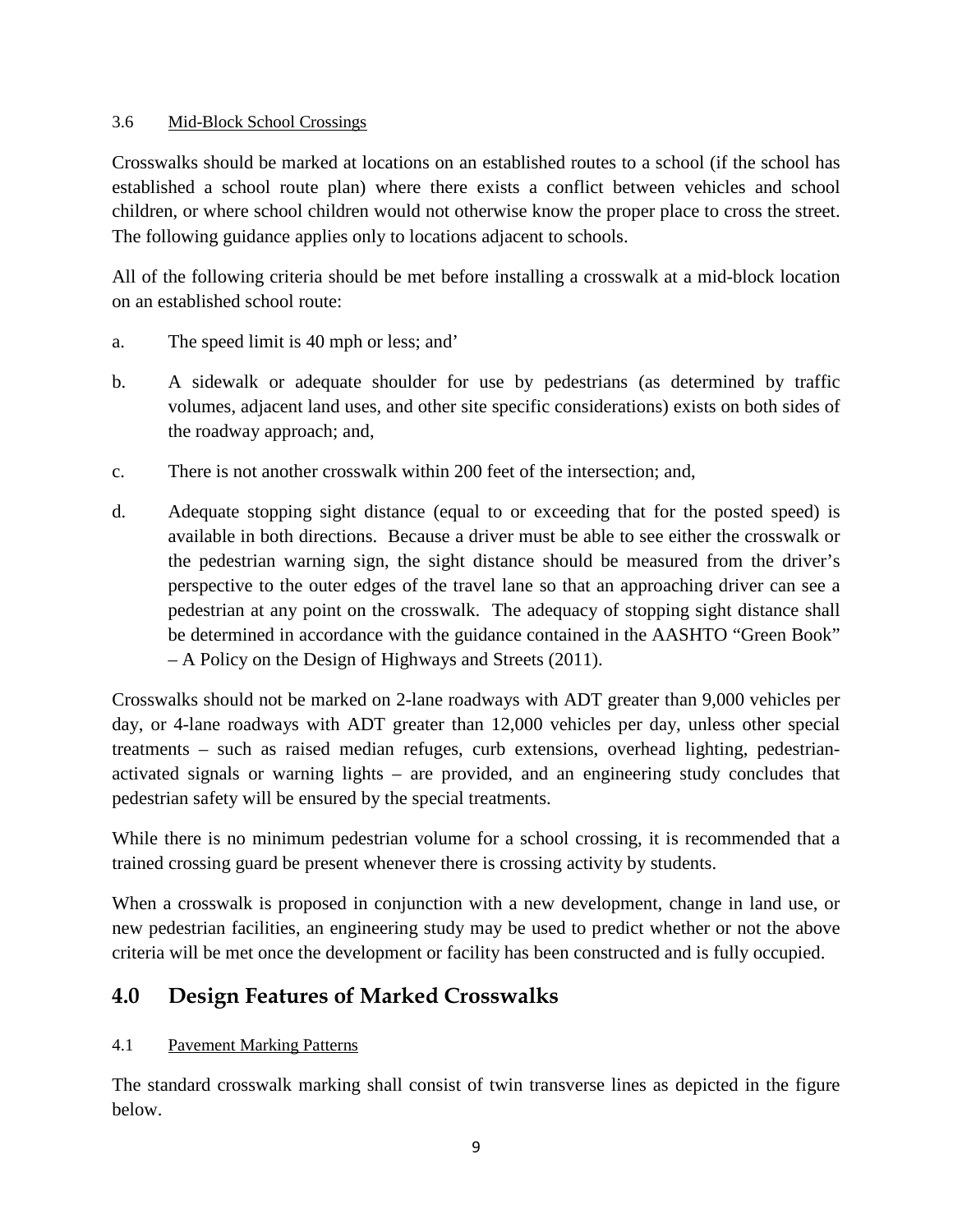### 3.6 Mid-Block School Crossings

Crosswalks should be marked at locations on an established routes to a school (if the school has established a school route plan) where there exists a conflict between vehicles and school children, or where school children would not otherwise know the proper place to cross the street. The following guidance applies only to locations adjacent to schools.

All of the following criteria should be met before installing a crosswalk at a mid-block location on an established school route:

a. The speed limit is 40 mph or less; and'

b. A sidewalk or adequate shoulder for use by pedestrians (as determined by traffic volumes, adjacent land uses, and other site specific considerations) exists on both sides of the roadway approach; and,

c. There is not another crosswalk within 200 feet of the intersection; and,

d. Adequate stopping sight distance (equal to or exceeding that for the posted speed) is available in both directions. Because a driver must be able to see either the crosswalk or the pedestrian warning sign, the sight distance should be measured from the driver's perspective to the outer edges of the travel lane so that an approaching driver can see a pedestrian at any point on the crosswalk. The adequacy of stopping sight distance shall be determined in accordance with the guidance contained in the AASHTO "Green Book" – A Policy on the Design of Highways and Streets (2011).

Crosswalks should not be marked on 2-lane roadways with ADT greater than 9,000 vehicles per day, or 4-lane roadways with ADT greater than 12,000 vehicles per day, unless other special treatments – such as raised median refuges, curb extensions, overhead lighting, pedestrian-activated signals or warning lights – are provided, and an engineering study concludes that pedestrian safety will be ensured by the special treatments.

While there is no minimum pedestrian volume for a school crossing, it is recommended that a trained crossing guard be present whenever there is crossing activity by students.

When a crosswalk is proposed in conjunction with a new development, change in land use, or new pedestrian facilities, an engineering study may be used to predict whether or not the above criteria will be met once the development or facility has been constructed and is fully occupied.

## 4.0 Design Features of Marked Crosswalks

### 4.1 Pavement Marking Patterns

The standard crosswalk marking shall consist of twin transverse lines as depicted in the figure below.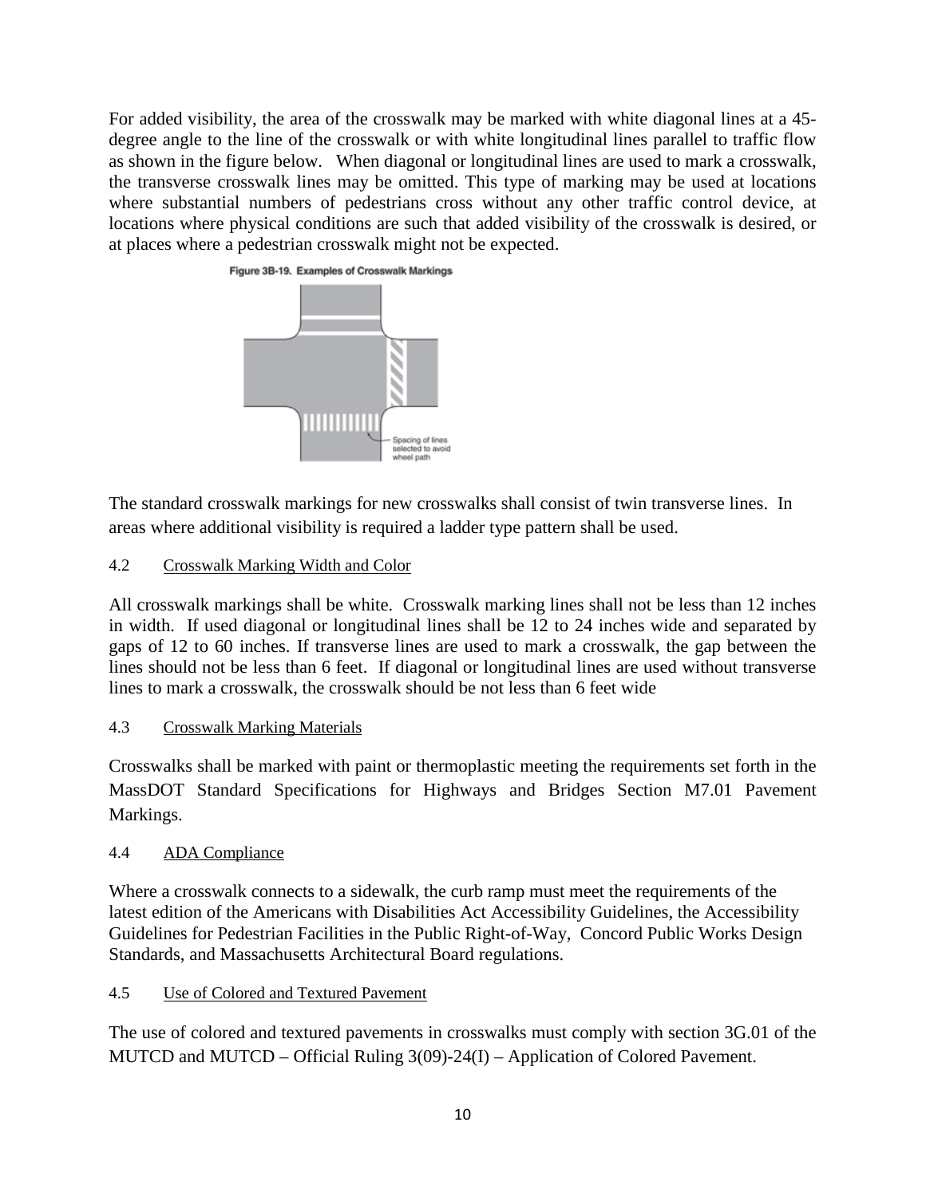For added visibility, the area of the crosswalk may be marked with white diagonal lines at a 45-degree angle to the line of the crosswalk or with white longitudinal lines parallel to traffic flow as shown in the figure below. When diagonal or longitudinal lines are used to mark a crosswalk, the transverse crosswalk lines may be omitted. This type of marking may be used at locations where substantial numbers of pedestrians cross without any other traffic control device, at locations where physical conditions are such that added visibility of the crosswalk is desired, or at places where a pedestrian crosswalk might not be expected.

Figure 3B-19. Examples of Crosswalk Markings

Spacing of lines selected to avoid wheel path

The standard crosswalk markings for new crosswalks shall consist of twin transverse lines. In areas where additional visibility is required a ladder type pattern shall be used.

### 4.2 Crosswalk Marking Width and Color

All crosswalk markings shall be white. Crosswalk marking lines shall not be less than 12 inches in width. If used diagonal or longitudinal lines shall be 12 to 24 inches wide and separated by gaps of 12 to 60 inches. If transverse lines are used to mark a crosswalk, the gap between the lines should not be less than 6 feet. If diagonal or longitudinal lines are used without transverse lines to mark a crosswalk, the crosswalk should be not less than 6 feet wide

### 4.3 Crosswalk Marking Materials

Crosswalks shall be marked with paint or thermoplastic meeting the requirements set forth in the MassDOT Standard Specifications for Highways and Bridges Section M7.01 Pavement Markings.

### 4.4 ADA Compliance

Where a crosswalk connects to a sidewalk, the curb ramp must meet the requirements of the latest edition of the Americans with Disabilities Act Accessibility Guidelines, the Accessibility Guidelines for Pedestrian Facilities in the Public Right-of-Way, Concord Public Works Design Standards, and Massachusetts Architectural Board regulations.

### 4.5 Use of Colored and Textured Pavement

The use of colored and textured pavements in crosswalks must comply with section 3G.01 of the MUTCD and MUTCD – Official Ruling 3(09)-24(I) – Application of Colored Pavement.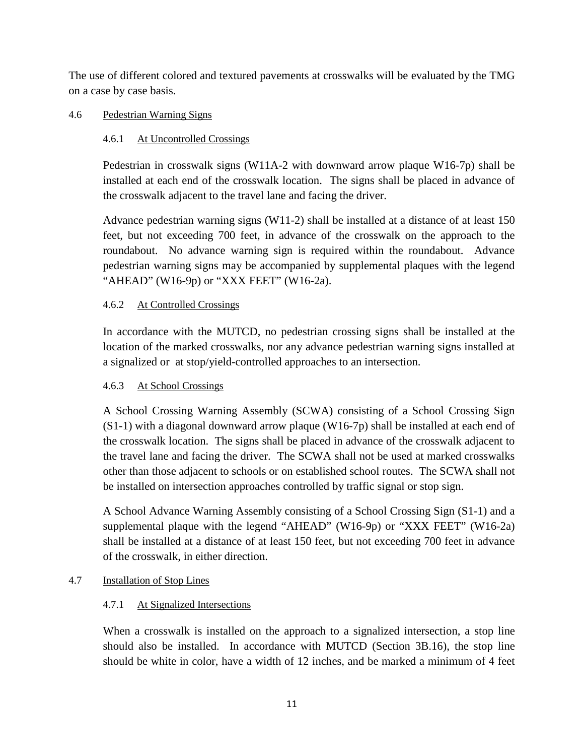The use of different colored and textured pavements at crosswalks will be evaluated by the TMG on a case by case basis.

## 4.6 Pedestrian Warning Signs

### 4.6.1 At Uncontrolled Crossings

Pedestrian in crosswalk signs (W11A-2 with downward arrow plaque W16-7p) shall be installed at each end of the crosswalk location. The signs shall be placed in advance of the crosswalk adjacent to the travel lane and facing the driver.

Advance pedestrian warning signs (W11-2) shall be installed at a distance of at least 150 feet, but not exceeding 700 feet, in advance of the crosswalk on the approach to the roundabout. No advance warning sign is required within the roundabout. Advance pedestrian warning signs may be accompanied by supplemental plaques with the legend "AHEAD" (W16-9p) or "XXX FEET" (W16-2a).

### 4.6.2 At Controlled Crossings

In accordance with the MUTCD, no pedestrian crossing signs shall be installed at the location of the marked crosswalks, nor any advance pedestrian warning signs installed at a signalized or at stop/yield-controlled approaches to an intersection.

### 4.6.3 At School Crossings

A School Crossing Warning Assembly (SCWA) consisting of a School Crossing Sign (S1-1) with a diagonal downward arrow plaque (W16-7p) shall be installed at each end of the crosswalk location. The signs shall be placed in advance of the crosswalk adjacent to the travel lane and facing the driver. The SCWA shall not be used at marked crosswalks other than those adjacent to schools or on established school routes. The SCWA shall not be installed on intersection approaches controlled by traffic signal or stop sign.

A School Advance Warning Assembly consisting of a School Crossing Sign (S1-1) and a supplemental plaque with the legend "AHEAD" (W16-9p) or "XXX FEET" (W16-2a) shall be installed at a distance of at least 150 feet, but not exceeding 700 feet in advance of the crosswalk, in either direction.

## 4.7 Installation of Stop Lines

### 4.7.1 At Signalized Intersections

When a crosswalk is installed on the approach to a signalized intersection, a stop line should also be installed. In accordance with MUTCD (Section 3B.16), the stop line should be white in color, have a width of 12 inches, and be marked a minimum of 4 feet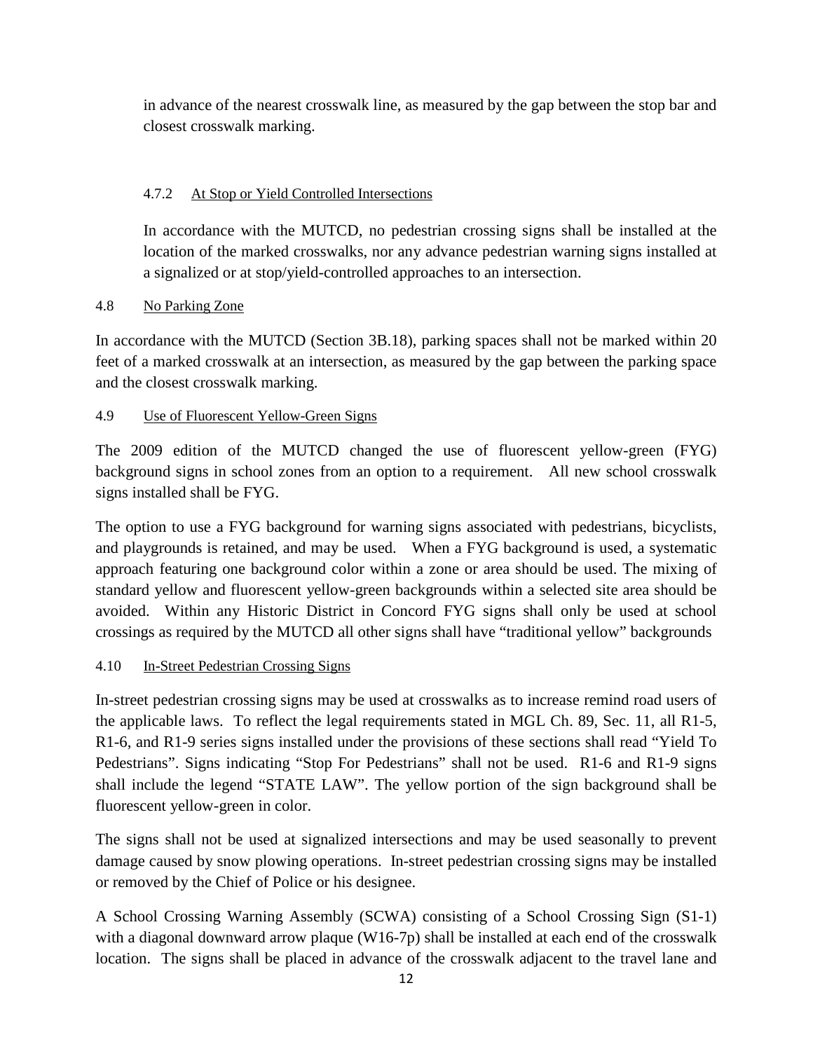in advance of the nearest crosswalk line, as measured by the gap between the stop bar and closest crosswalk marking.

#### 4.7.2 At Stop or Yield Controlled Intersections

In accordance with the MUTCD, no pedestrian crossing signs shall be installed at the location of the marked crosswalks, nor any advance pedestrian warning signs installed at a signalized or at stop/yield-controlled approaches to an intersection.

### 4.8 No Parking Zone

In accordance with the MUTCD (Section 3B.18), parking spaces shall not be marked within 20 feet of a marked crosswalk at an intersection, as measured by the gap between the parking space and the closest crosswalk marking.

### 4.9 Use of Fluorescent Yellow-Green Signs

The 2009 edition of the MUTCD changed the use of fluorescent yellow-green (FYG) background signs in school zones from an option to a requirement. All new school crosswalk signs installed shall be FYG.

The option to use a FYG background for warning signs associated with pedestrians, bicyclists, and playgrounds is retained, and may be used. When a FYG background is used, a systematic approach featuring one background color within a zone or area should be used. The mixing of standard yellow and fluorescent yellow-green backgrounds within a selected site area should be avoided. Within any Historic District in Concord FYG signs shall only be used at school crossings as required by the MUTCD all other signs shall have "traditional yellow" backgrounds

### 4.10 In-Street Pedestrian Crossing Signs

In-street pedestrian crossing signs may be used at crosswalks as to increase remind road users of the applicable laws. To reflect the legal requirements stated in MGL Ch. 89, Sec. 11, all R1-5, R1-6, and R1-9 series signs installed under the provisions of these sections shall read "Yield To Pedestrians". Signs indicating "Stop For Pedestrians" shall not be used. R1-6 and R1-9 signs shall include the legend "STATE LAW". The yellow portion of the sign background shall be fluorescent yellow-green in color.

The signs shall not be used at signalized intersections and may be used seasonally to prevent damage caused by snow plowing operations. In-street pedestrian crossing signs may be installed or removed by the Chief of Police or his designee.

A School Crossing Warning Assembly (SCWA) consisting of a School Crossing Sign (S1-1) with a diagonal downward arrow plaque (W16-7p) shall be installed at each end of the crosswalk location. The signs shall be placed in advance of the crosswalk adjacent to the travel lane and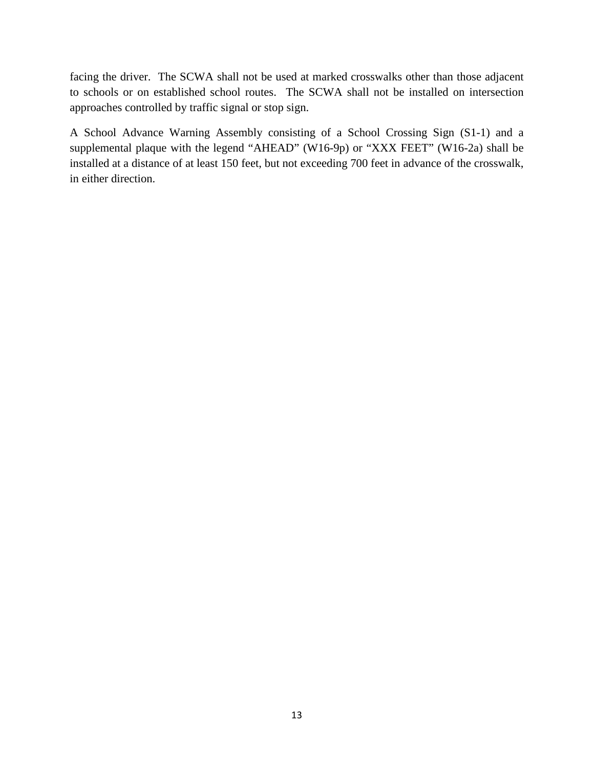facing the driver. The SCWA shall not be used at marked crosswalks other than those adjacent to schools or on established school routes. The SCWA shall not be installed on intersection approaches controlled by traffic signal or stop sign.

A School Advance Warning Assembly consisting of a School Crossing Sign (S1-1) and a supplemental plaque with the legend "AHEAD" (W16-9p) or "XXX FEET" (W16-2a) shall be installed at a distance of at least 150 feet, but not exceeding 700 feet in advance of the crosswalk, in either direction.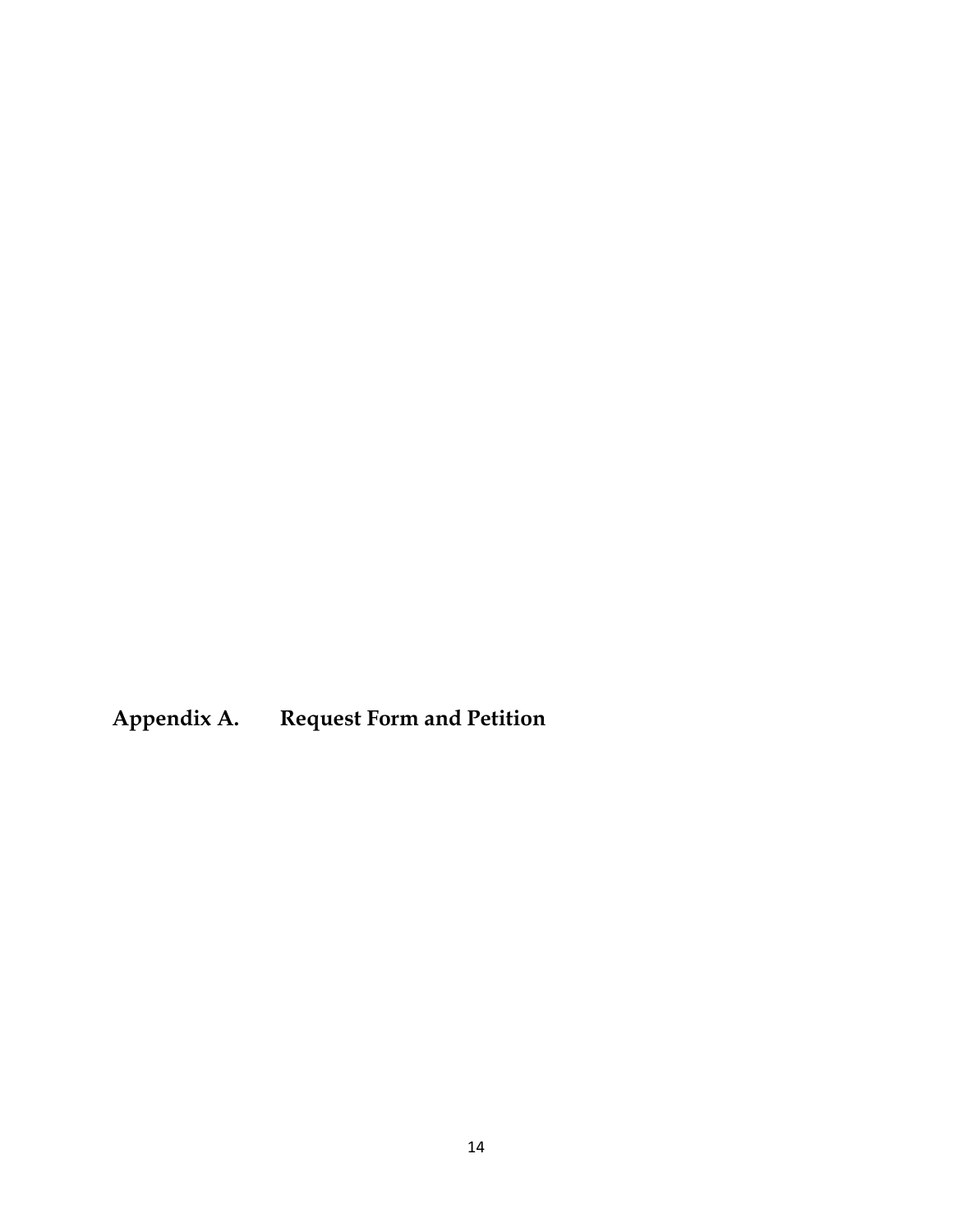# Appendix A. Request Form and Petition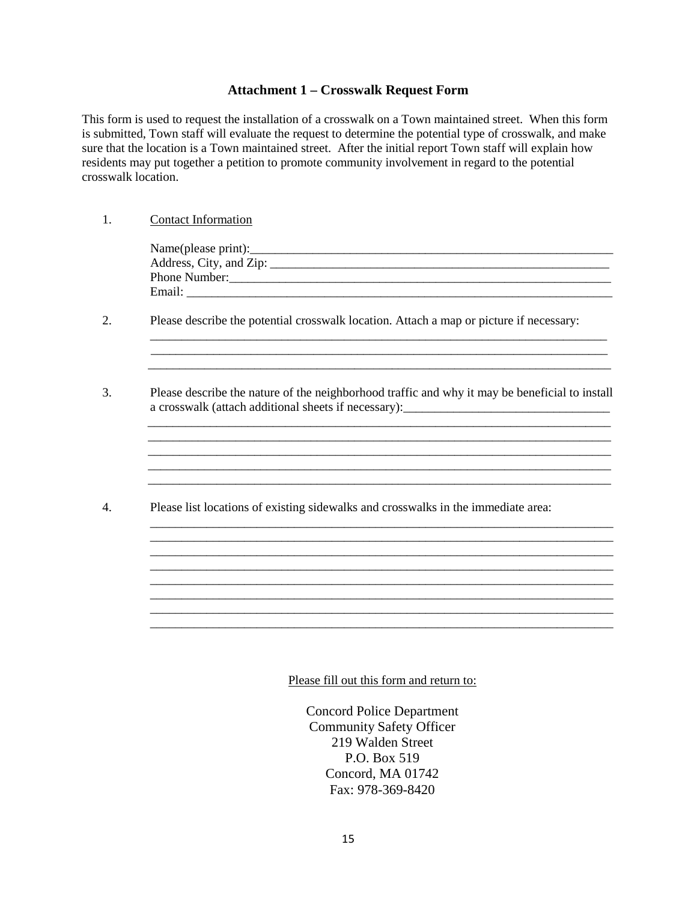## Attachment 1 – Crosswalk Request Form

This form is used to request the installation of a crosswalk on a Town maintained street. When this form is submitted, Town staff will evaluate the request to determine the potential type of crosswalk, and make sure that the location is a Town maintained street. After the initial report Town staff will explain how residents may put together a petition to promote community involvement in regard to the potential crosswalk location.

1. Contact Information

   Name(please print):_______________________________________________________________

   Address, City, and Zip: ____________________________________________________________

   Phone Number:___________________________________________________________________

   Email: _________________________________________________________________________

2. Please describe the potential crosswalk location. Attach a map or picture if necessary:

   _______________________________________________________________________________

   _______________________________________________________________________________

   _______________________________________________________________________________

3. Please describe the nature of the neighborhood traffic and why it may be beneficial to install a crosswalk (attach additional sheets if necessary):_________________________________

   _______________________________________________________________________________

   _______________________________________________________________________________

   _______________________________________________________________________________

   _______________________________________________________________________________

   _______________________________________________________________________________

4. Please list locations of existing sidewalks and crosswalks in the immediate area:

   _______________________________________________________________________________

   _______________________________________________________________________________

   _______________________________________________________________________________

   _______________________________________________________________________________

   _______________________________________________________________________________

   _______________________________________________________________________________

   _______________________________________________________________________________

   _______________________________________________________________________________

Please fill out this form and return to:

Concord Police Department
Community Safety Officer
219 Walden Street
P.O. Box 519
Concord, MA 01742
Fax: 978-369-8420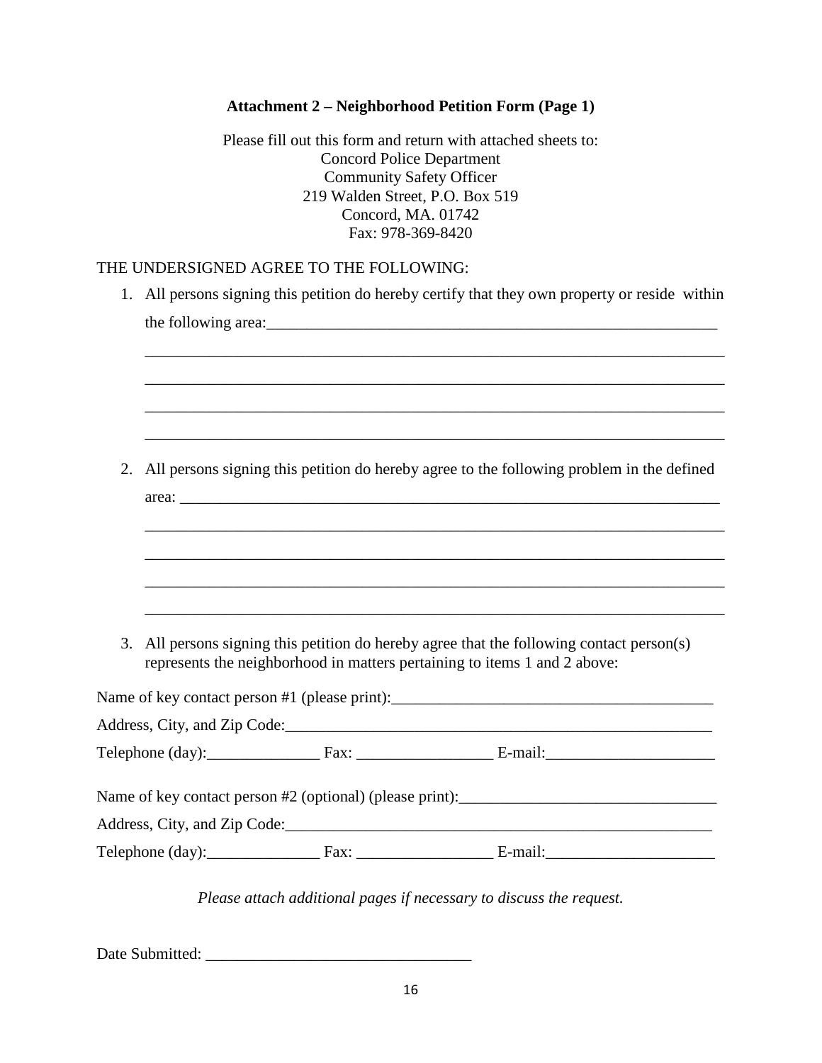**Attachment 2 – Neighborhood Petition Form (Page 1)**

Please fill out this form and return with attached sheets to:
Concord Police Department
Community Safety Officer
219 Walden Street, P.O. Box 519
Concord, MA. 01742
Fax: 978-369-8420

THE UNDERSIGNED AGREE TO THE FOLLOWING:

1. All persons signing this petition do hereby certify that they own property or reside within the following area:_____________________________________________________________

   _____________________________________________________________________________

   _____________________________________________________________________________

   _____________________________________________________________________________

   _____________________________________________________________________________

2. All persons signing this petition do hereby agree to the following problem in the defined area: _______________________________________________________________________

   _____________________________________________________________________________

   _____________________________________________________________________________

   _____________________________________________________________________________

   _____________________________________________________________________________

3. All persons signing this petition do hereby agree that the following contact person(s) represents the neighborhood in matters pertaining to items 1 and 2 above:

Name of key contact person #1 (please print):_________________________________________

Address, City, and Zip Code:_________________________________________________________

Telephone (day):______________ Fax: _________________ E-mail:_____________________

Name of key contact person #2 (optional) (please print):________________________________

Address, City, and Zip Code:_________________________________________________________

Telephone (day):______________ Fax: _________________ E-mail:_____________________

*Please attach additional pages if necessary to discuss the request.*

Date Submitted: ________________________________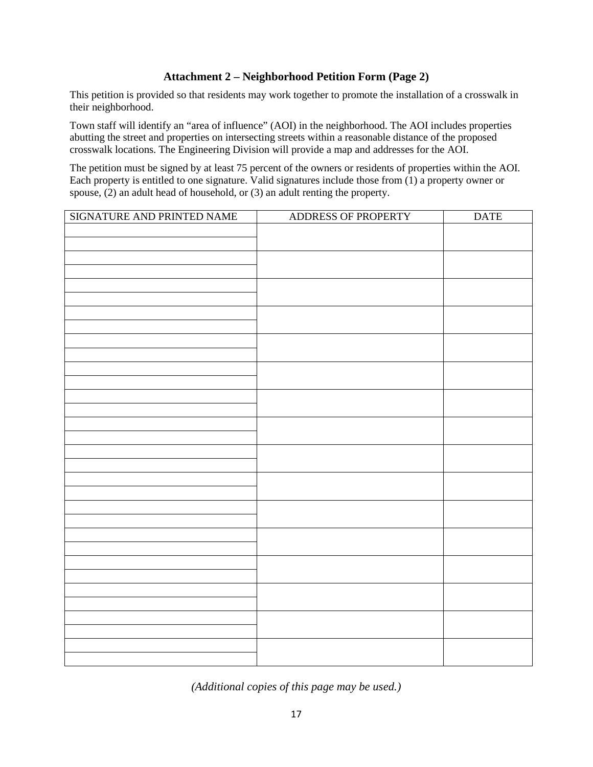**Attachment 2 – Neighborhood Petition Form (Page 2)**

This petition is provided so that residents may work together to promote the installation of a crosswalk in their neighborhood.

Town staff will identify an "area of influence" (AOI) in the neighborhood. The AOI includes properties abutting the street and properties on intersecting streets within a reasonable distance of the proposed crosswalk locations. The Engineering Division will provide a map and addresses for the AOI.

The petition must be signed by at least 75 percent of the owners or residents of properties within the AOI. Each property is entitled to one signature. Valid signatures include those from (1) a property owner or spouse, (2) an adult head of household, or (3) an adult renting the property.

| SIGNATURE AND PRINTED NAME | ADDRESS OF PROPERTY | DATE |
| --- | --- | --- |
| | | |
| | | |
| | | |
| | | |
| | | |
| | | |
| | | |
| | | |
| | | |
| | | |
| | | |
| | | |
| | | |
| | | |
| | | |
| | | |

*(Additional copies of this page may be used.)*